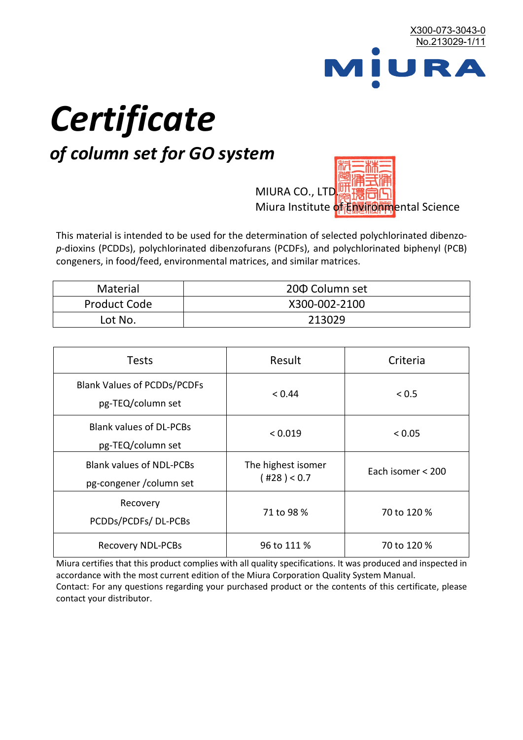X300-073-3043-0
No.213029-1/11

MIURA

# Certificate

## of column set for GO system

MIURA CO., LTD.
Miura Institute of Environmental Science

This material is intended to be used for the determination of selected polychlorinated dibenzo-*p*-dioxins (PCDDs), polychlorinated dibenzofurans (PCDFs), and polychlorinated biphenyl (PCB) congeners, in food/feed, environmental matrices, and similar matrices.

| Material | 20Φ Column set |
|---|---|
| Product Code | X300-002-2100 |
| Lot No. | 213029 |

| Tests | Result | Criteria |
|---|---|---|
| Blank Values of PCDDs/PCDFs pg-TEQ/column set | < 0.44 | < 0.5 |
| Blank values of DL-PCBs pg-TEQ/column set | < 0.019 | < 0.05 |
| Blank values of NDL-PCBs pg-congener /column set | The highest isomer ( #28 ) < 0.7 | Each isomer < 200 |
| Recovery PCDDs/PCDFs/ DL-PCBs | 71 to 98 % | 70 to 120 % |
| Recovery NDL-PCBs | 96 to 111 % | 70 to 120 % |

Miura certifies that this product complies with all quality specifications. It was produced and inspected in accordance with the most current edition of the Miura Corporation Quality System Manual.
Contact: For any questions regarding your purchased product or the contents of this certificate, please contact your distributor.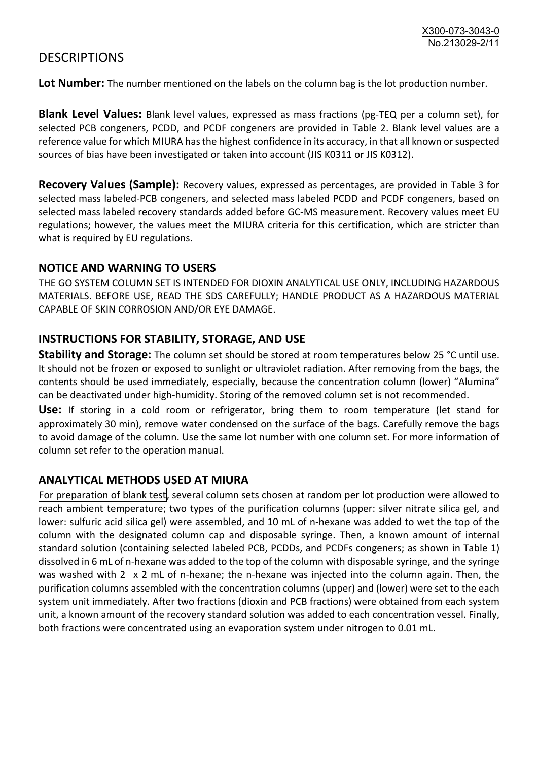# DESCRIPTIONS

**Lot Number:** The number mentioned on the labels on the column bag is the lot production number.

**Blank Level Values:** Blank level values, expressed as mass fractions (pg-TEQ per a column set), for selected PCB congeners, PCDD, and PCDF congeners are provided in Table 2. Blank level values are a reference value for which MIURA has the highest confidence in its accuracy, in that all known or suspected sources of bias have been investigated or taken into account (JIS K0311 or JIS K0312).

**Recovery Values (Sample):** Recovery values, expressed as percentages, are provided in Table 3 for selected mass labeled-PCB congeners, and selected mass labeled PCDD and PCDF congeners, based on selected mass labeled recovery standards added before GC-MS measurement. Recovery values meet EU regulations; however, the values meet the MIURA criteria for this certification, which are stricter than what is required by EU regulations.

## NOTICE AND WARNING TO USERS

THE GO SYSTEM COLUMN SET IS INTENDED FOR DIOXIN ANALYTICAL USE ONLY, INCLUDING HAZARDOUS MATERIALS. BEFORE USE, READ THE SDS CAREFULLY; HANDLE PRODUCT AS A HAZARDOUS MATERIAL CAPABLE OF SKIN CORROSION AND/OR EYE DAMAGE.

## INSTRUCTIONS FOR STABILITY, STORAGE, AND USE

**Stability and Storage:** The column set should be stored at room temperatures below 25 °C until use. It should not be frozen or exposed to sunlight or ultraviolet radiation. After removing from the bags, the contents should be used immediately, especially, because the concentration column (lower) "Alumina" can be deactivated under high-humidity. Storing of the removed column set is not recommended.

**Use:** If storing in a cold room or refrigerator, bring them to room temperature (let stand for approximately 30 min), remove water condensed on the surface of the bags. Carefully remove the bags to avoid damage of the column. Use the same lot number with one column set. For more information of column set refer to the operation manual.

## ANALYTICAL METHODS USED AT MIURA

For preparation of blank test, several column sets chosen at random per lot production were allowed to reach ambient temperature; two types of the purification columns (upper: silver nitrate silica gel, and lower: sulfuric acid silica gel) were assembled, and 10 mL of n-hexane was added to wet the top of the column with the designated column cap and disposable syringe. Then, a known amount of internal standard solution (containing selected labeled PCB, PCDDs, and PCDFs congeners; as shown in Table 1) dissolved in 6 mL of n-hexane was added to the top of the column with disposable syringe, and the syringe was washed with 2 x 2 mL of n-hexane; the n-hexane was injected into the column again. Then, the purification columns assembled with the concentration columns (upper) and (lower) were set to the each system unit immediately. After two fractions (dioxin and PCB fractions) were obtained from each system unit, a known amount of the recovery standard solution was added to each concentration vessel. Finally, both fractions were concentrated using an evaporation system under nitrogen to 0.01 mL.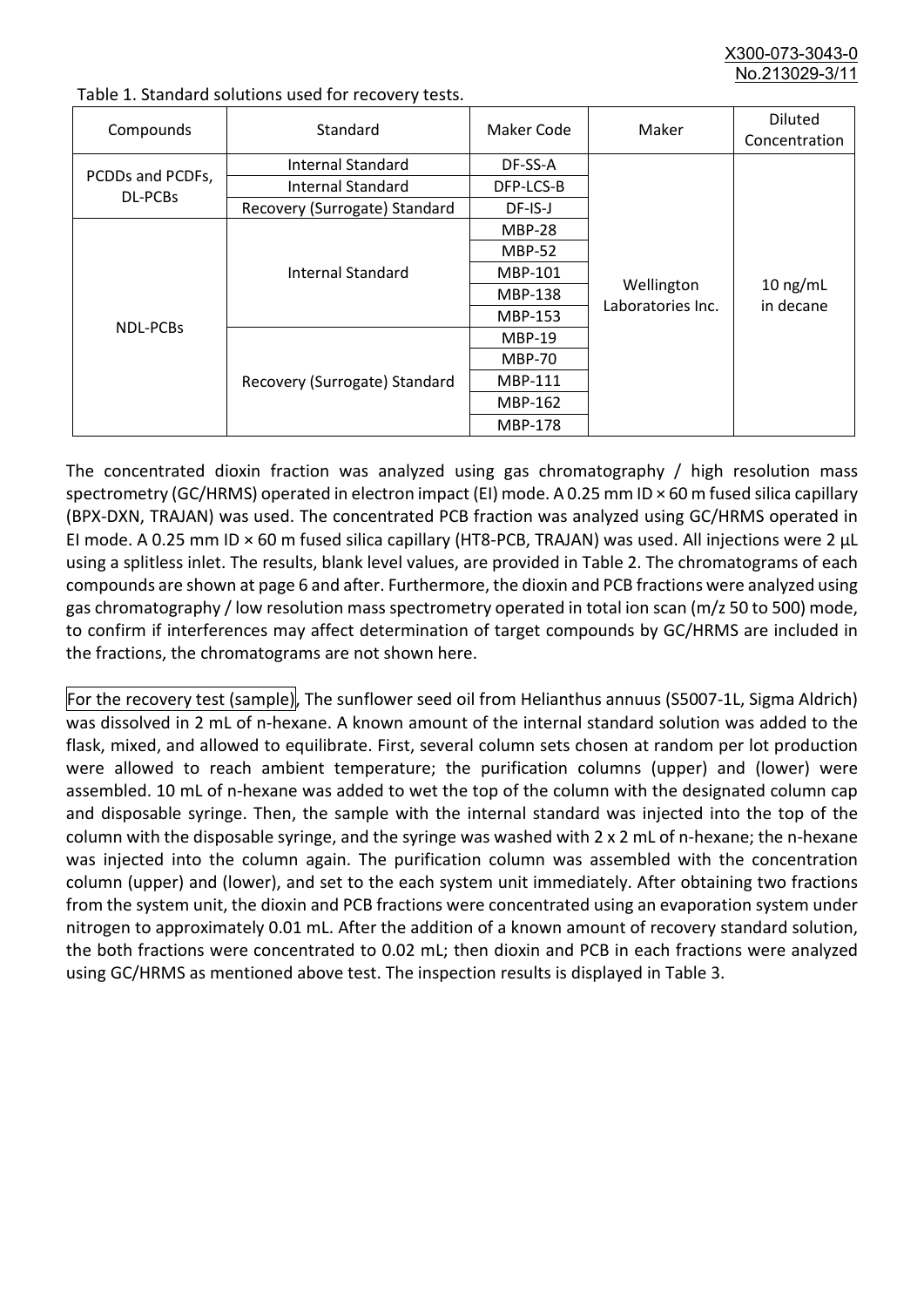Table 1. Standard solutions used for recovery tests.

| Compounds | Standard | Maker Code | Maker | Diluted Concentration |
|---|---|---|---|---|
| PCDDs and PCDFs, DL-PCBs | Internal Standard | DF-SS-A | Wellington Laboratories Inc. | 10 ng/mL in decane |
| | Internal Standard | DFP-LCS-B | | |
| | Recovery (Surrogate) Standard | DF-IS-J | | |
| NDL-PCBs | Internal Standard | MBP-28 | | |
| | | MBP-52 | | |
| | | MBP-101 | | |
| | | MBP-138 | | |
| | | MBP-153 | | |
| | Recovery (Surrogate) Standard | MBP-19 | | |
| | | MBP-70 | | |
| | | MBP-111 | | |
| | | MBP-162 | | |
| | | MBP-178 | | |

The concentrated dioxin fraction was analyzed using gas chromatography / high resolution mass spectrometry (GC/HRMS) operated in electron impact (EI) mode. A 0.25 mm ID × 60 m fused silica capillary (BPX-DXN, TRAJAN) was used. The concentrated PCB fraction was analyzed using GC/HRMS operated in EI mode. A 0.25 mm ID × 60 m fused silica capillary (HT8-PCB, TRAJAN) was used. All injections were 2 µL using a splitless inlet. The results, blank level values, are provided in Table 2. The chromatograms of each compounds are shown at page 6 and after. Furthermore, the dioxin and PCB fractions were analyzed using gas chromatography / low resolution mass spectrometry operated in total ion scan (m/z 50 to 500) mode, to confirm if interferences may affect determination of target compounds by GC/HRMS are included in the fractions, the chromatograms are not shown here.

For the recovery test (sample), The sunflower seed oil from Helianthus annuus (S5007-1L, Sigma Aldrich) was dissolved in 2 mL of n-hexane. A known amount of the internal standard solution was added to the flask, mixed, and allowed to equilibrate. First, several column sets chosen at random per lot production were allowed to reach ambient temperature; the purification columns (upper) and (lower) were assembled. 10 mL of n-hexane was added to wet the top of the column with the designated column cap and disposable syringe. Then, the sample with the internal standard was injected into the top of the column with the disposable syringe, and the syringe was washed with 2 x 2 mL of n-hexane; the n-hexane was injected into the column again. The purification column was assembled with the concentration column (upper) and (lower), and set to the each system unit immediately. After obtaining two fractions from the system unit, the dioxin and PCB fractions were concentrated using an evaporation system under nitrogen to approximately 0.01 mL. After the addition of a known amount of recovery standard solution, the both fractions were concentrated to 0.02 mL; then dioxin and PCB in each fractions were analyzed using GC/HRMS as mentioned above test. The inspection results is displayed in Table 3.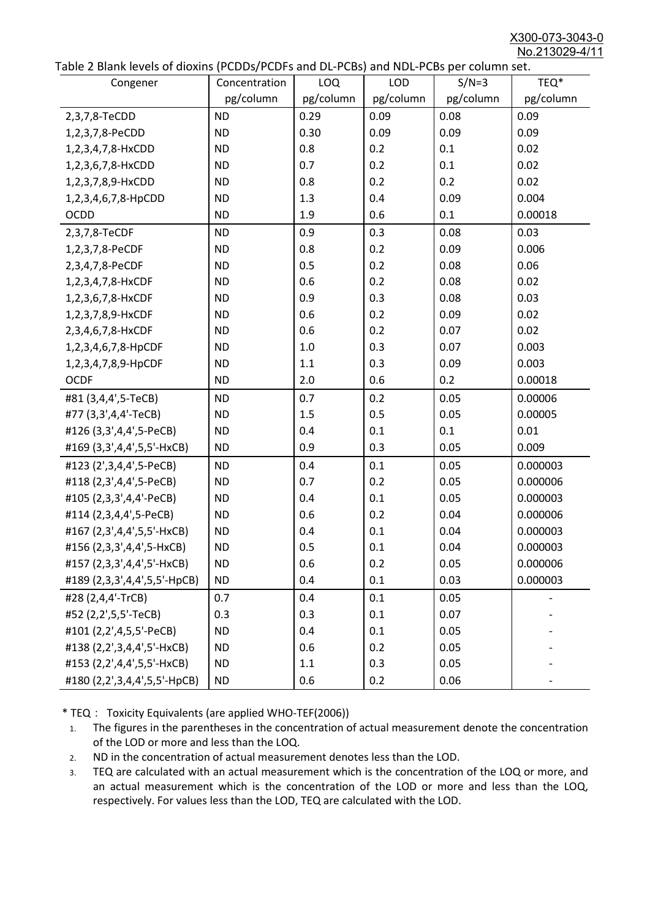Table 2 Blank levels of dioxins (PCDDs/PCDFs and DL-PCBs) and NDL-PCBs per column set.

| Congener | Concentration pg/column | LOQ pg/column | LOD pg/column | S/N=3 pg/column | TEQ* pg/column |
|---|---|---|---|---|---|
| 2,3,7,8-TeCDD | ND | 0.29 | 0.09 | 0.08 | 0.09 |
| 1,2,3,7,8-PeCDD | ND | 0.30 | 0.09 | 0.09 | 0.09 |
| 1,2,3,4,7,8-HxCDD | ND | 0.8 | 0.2 | 0.1 | 0.02 |
| 1,2,3,6,7,8-HxCDD | ND | 0.7 | 0.2 | 0.1 | 0.02 |
| 1,2,3,7,8,9-HxCDD | ND | 0.8 | 0.2 | 0.2 | 0.02 |
| 1,2,3,4,6,7,8-HpCDD | ND | 1.3 | 0.4 | 0.09 | 0.004 |
| OCDD | ND | 1.9 | 0.6 | 0.1 | 0.00018 |
| 2,3,7,8-TeCDF | ND | 0.9 | 0.3 | 0.08 | 0.03 |
| 1,2,3,7,8-PeCDF | ND | 0.8 | 0.2 | 0.09 | 0.006 |
| 2,3,4,7,8-PeCDF | ND | 0.5 | 0.2 | 0.08 | 0.06 |
| 1,2,3,4,7,8-HxCDF | ND | 0.6 | 0.2 | 0.08 | 0.02 |
| 1,2,3,6,7,8-HxCDF | ND | 0.9 | 0.3 | 0.08 | 0.03 |
| 1,2,3,7,8,9-HxCDF | ND | 0.6 | 0.2 | 0.09 | 0.02 |
| 2,3,4,6,7,8-HxCDF | ND | 0.6 | 0.2 | 0.07 | 0.02 |
| 1,2,3,4,6,7,8-HpCDF | ND | 1.0 | 0.3 | 0.07 | 0.003 |
| 1,2,3,4,7,8,9-HpCDF | ND | 1.1 | 0.3 | 0.09 | 0.003 |
| OCDF | ND | 2.0 | 0.6 | 0.2 | 0.00018 |
| #81 (3,4,4',5-TeCB) | ND | 0.7 | 0.2 | 0.05 | 0.00006 |
| #77 (3,3',4,4'-TeCB) | ND | 1.5 | 0.5 | 0.05 | 0.00005 |
| #126 (3,3',4,4',5-PeCB) | ND | 0.4 | 0.1 | 0.1 | 0.01 |
| #169 (3,3',4,4',5,5'-HxCB) | ND | 0.9 | 0.3 | 0.05 | 0.009 |
| #123 (2',3,4,4',5-PeCB) | ND | 0.4 | 0.1 | 0.05 | 0.000003 |
| #118 (2,3',4,4',5-PeCB) | ND | 0.7 | 0.2 | 0.05 | 0.000006 |
| #105 (2,3,3',4,4'-PeCB) | ND | 0.4 | 0.1 | 0.05 | 0.000003 |
| #114 (2,3,4,4',5-PeCB) | ND | 0.6 | 0.2 | 0.04 | 0.000006 |
| #167 (2,3',4,4',5,5'-HxCB) | ND | 0.4 | 0.1 | 0.04 | 0.000003 |
| #156 (2,3,3',4,4',5-HxCB) | ND | 0.5 | 0.1 | 0.04 | 0.000003 |
| #157 (2,3,3',4,4',5'-HxCB) | ND | 0.6 | 0.2 | 0.05 | 0.000006 |
| #189 (2,3,3',4,4',5,5'-HpCB) | ND | 0.4 | 0.1 | 0.03 | 0.000003 |
| #28 (2,4,4'-TrCB) | 0.7 | 0.4 | 0.1 | 0.05 | - |
| #52 (2,2',5,5'-TeCB) | 0.3 | 0.3 | 0.1 | 0.07 | - |
| #101 (2,2',4,5,5'-PeCB) | ND | 0.4 | 0.1 | 0.05 | - |
| #138 (2,2',3,4,4',5'-HxCB) | ND | 0.6 | 0.2 | 0.05 | - |
| #153 (2,2',4,4',5,5'-HxCB) | ND | 1.1 | 0.3 | 0.05 | - |
| #180 (2,2',3,4,4',5,5'-HpCB) | ND | 0.6 | 0.2 | 0.06 | - |

\* TEQ： Toxicity Equivalents (are applied WHO-TEF(2006))

1. The figures in the parentheses in the concentration of actual measurement denote the concentration of the LOD or more and less than the LOQ.
2. ND in the concentration of actual measurement denotes less than the LOD.
3. TEQ are calculated with an actual measurement which is the concentration of the LOQ or more, and an actual measurement which is the concentration of the LOD or more and less than the LOQ, respectively. For values less than the LOD, TEQ are calculated with the LOD.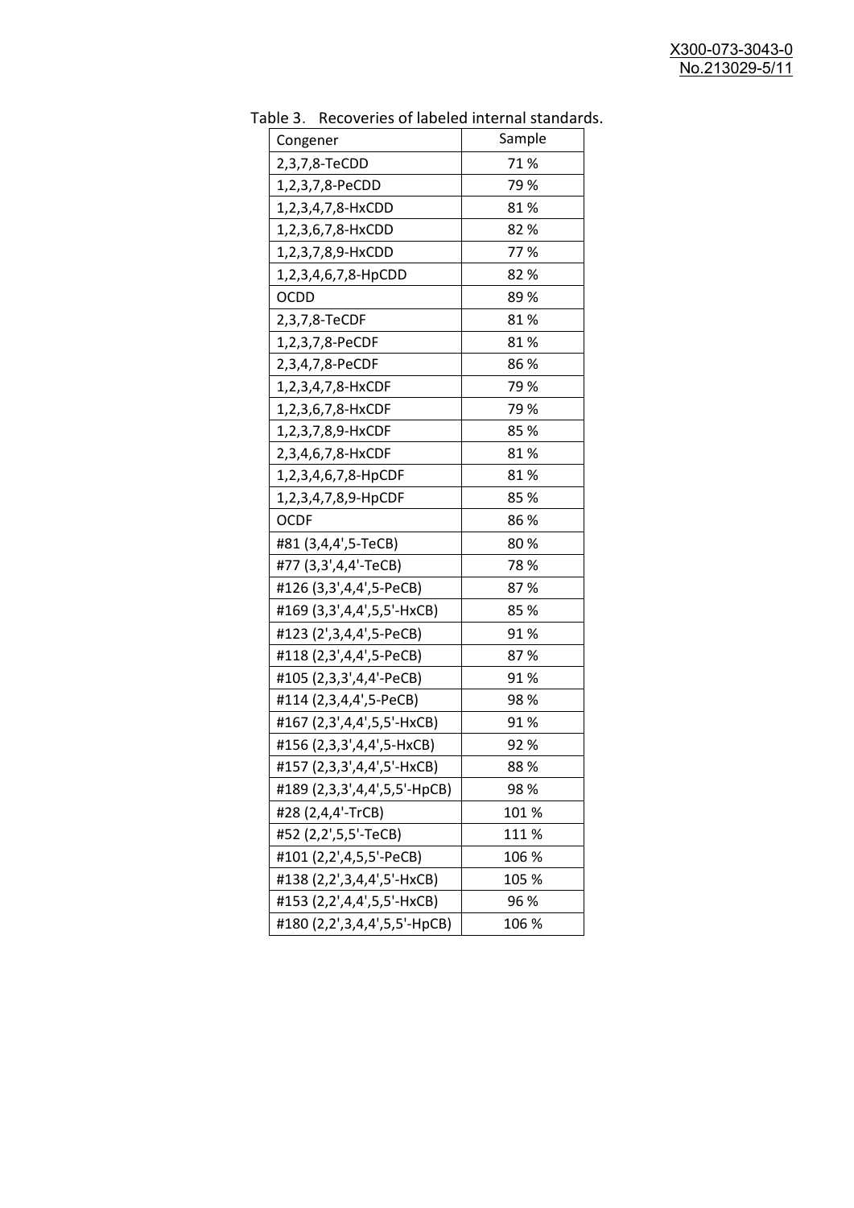Table 3. Recoveries of labeled internal standards.

| Congener | Sample |
|---|---|
| 2,3,7,8-TeCDD | 71 % |
| 1,2,3,7,8-PeCDD | 79 % |
| 1,2,3,4,7,8-HxCDD | 81 % |
| 1,2,3,6,7,8-HxCDD | 82 % |
| 1,2,3,7,8,9-HxCDD | 77 % |
| 1,2,3,4,6,7,8-HpCDD | 82 % |
| OCDD | 89 % |
| 2,3,7,8-TeCDF | 81 % |
| 1,2,3,7,8-PeCDF | 81 % |
| 2,3,4,7,8-PeCDF | 86 % |
| 1,2,3,4,7,8-HxCDF | 79 % |
| 1,2,3,6,7,8-HxCDF | 79 % |
| 1,2,3,7,8,9-HxCDF | 85 % |
| 2,3,4,6,7,8-HxCDF | 81 % |
| 1,2,3,4,6,7,8-HpCDF | 81 % |
| 1,2,3,4,7,8,9-HpCDF | 85 % |
| OCDF | 86 % |
| #81 (3,4,4',5-TeCB) | 80 % |
| #77 (3,3',4,4'-TeCB) | 78 % |
| #126 (3,3',4,4',5-PeCB) | 87 % |
| #169 (3,3',4,4',5,5'-HxCB) | 85 % |
| #123 (2',3,4,4',5-PeCB) | 91 % |
| #118 (2,3',4,4',5-PeCB) | 87 % |
| #105 (2,3,3',4,4'-PeCB) | 91 % |
| #114 (2,3,4,4',5-PeCB) | 98 % |
| #167 (2,3',4,4',5,5'-HxCB) | 91 % |
| #156 (2,3,3',4,4',5-HxCB) | 92 % |
| #157 (2,3,3',4,4',5'-HxCB) | 88 % |
| #189 (2,3,3',4,4',5,5'-HpCB) | 98 % |
| #28 (2,4,4'-TrCB) | 101 % |
| #52 (2,2',5,5'-TeCB) | 111 % |
| #101 (2,2',4,5,5'-PeCB) | 106 % |
| #138 (2,2',3,4,4',5'-HxCB) | 105 % |
| #153 (2,2',4,4',5,5'-HxCB) | 96 % |
| #180 (2,2',3,4,4',5,5'-HpCB) | 106 % |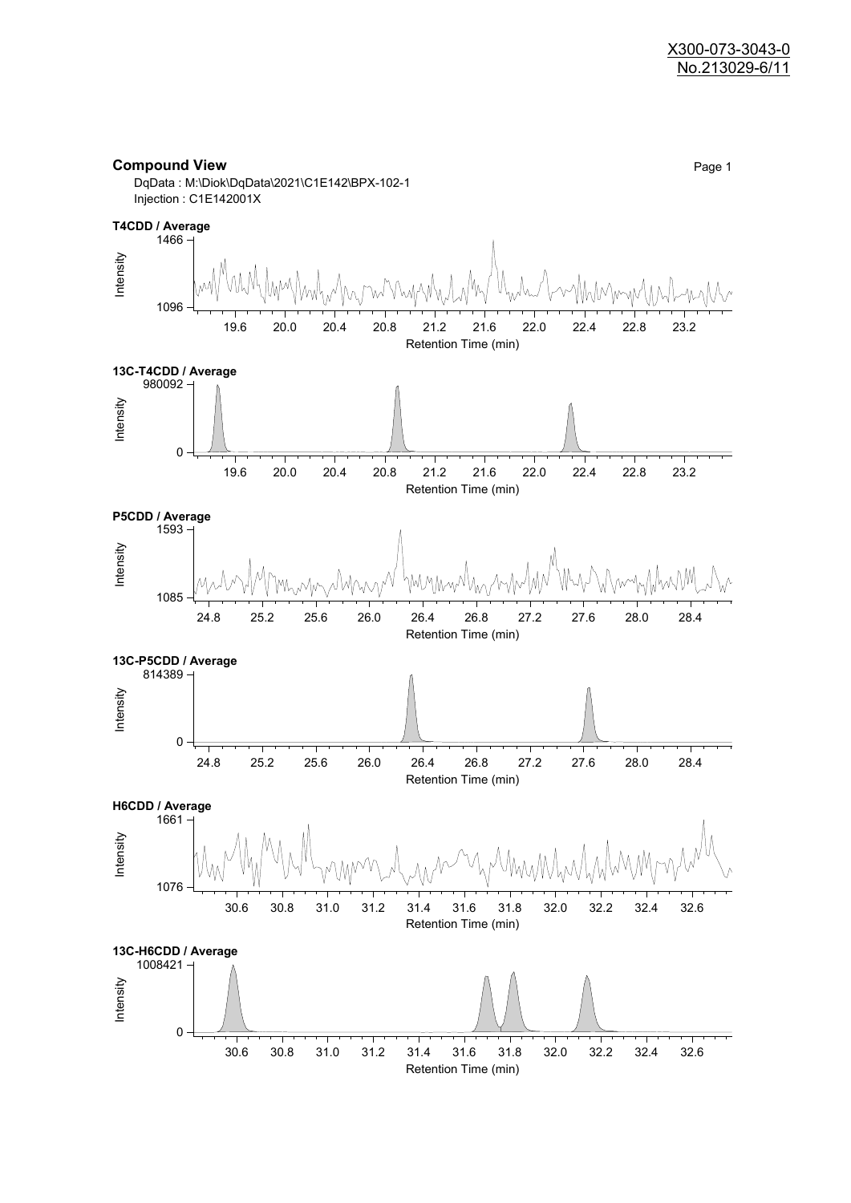X300-073-3043-0
No.213029-6/11

**Compound View**

Page 1

DqData : M:\Diok\DqData\2021\C1E142\BPX-102-1
Injection : C1E142001X

**T4CDD / Average**

Intensity: 1096 – 1466
Retention Time (min): 19.6, 20.0, 20.4, 20.8, 21.2, 21.6, 22.0, 22.4, 22.8, 23.2

**13C-T4CDD / Average**

Intensity: 0 – 980092
Retention Time (min): 19.6, 20.0, 20.4, 20.8, 21.2, 21.6, 22.0, 22.4, 22.8, 23.2

**P5CDD / Average**

Intensity: 1085 – 1593
Retention Time (min): 24.8, 25.2, 25.6, 26.0, 26.4, 26.8, 27.2, 27.6, 28.0, 28.4

**13C-P5CDD / Average**

Intensity: 0 – 814389
Retention Time (min): 24.8, 25.2, 25.6, 26.0, 26.4, 26.8, 27.2, 27.6, 28.0, 28.4

**H6CDD / Average**

Intensity: 1076 – 1661
Retention Time (min): 30.6, 30.8, 31.0, 31.2, 31.4, 31.6, 31.8, 32.0, 32.2, 32.4, 32.6

**13C-H6CDD / Average**

Intensity: 0 – 1008421
Retention Time (min): 30.6, 30.8, 31.0, 31.2, 31.4, 31.6, 31.8, 32.0, 32.2, 32.4, 32.6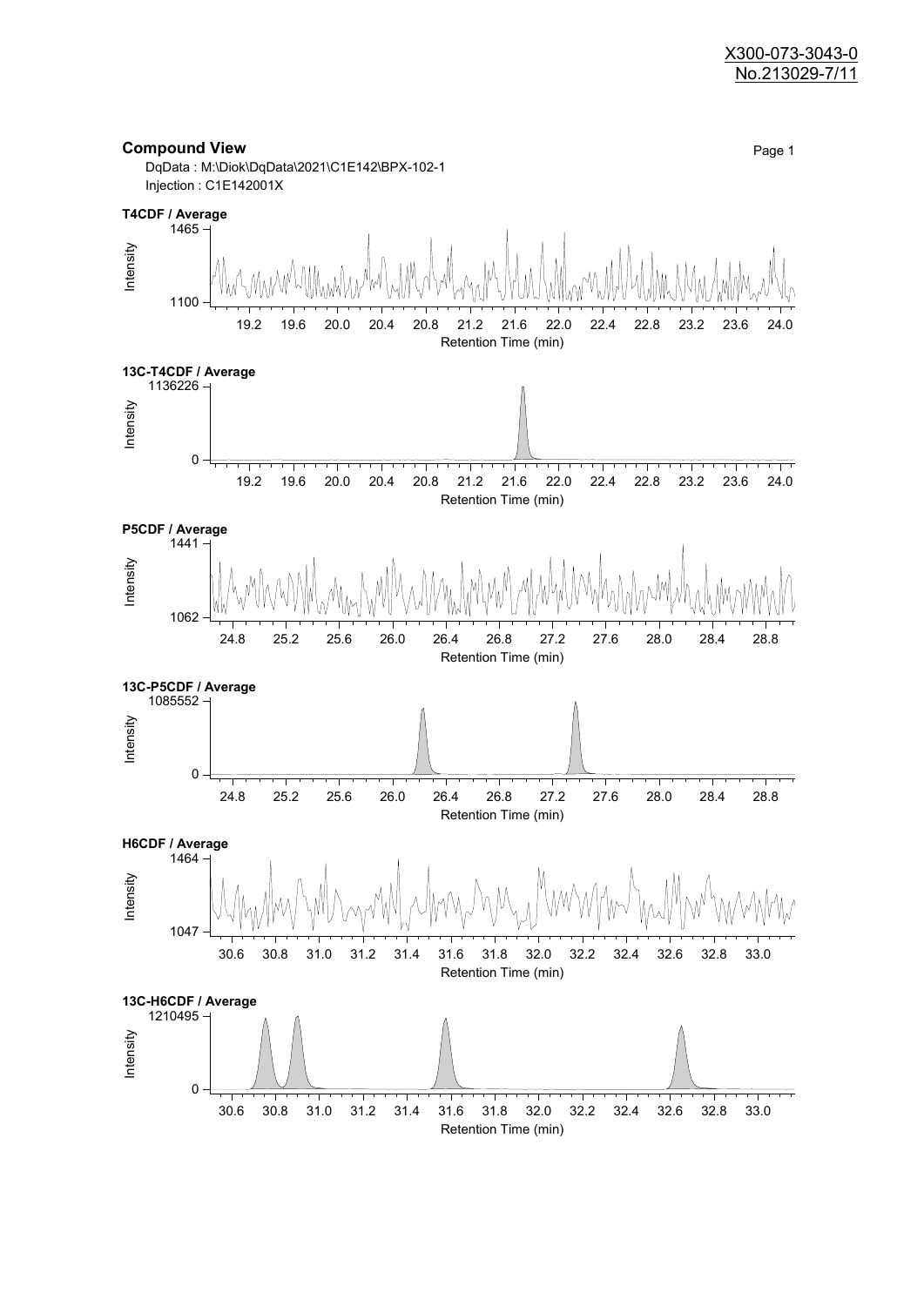X300-073-3043-0
No.213029-7/11

## Compound View

DqData : M:\Diok\DqData\2021\C1E142\BPX-102-1
Injection : C1E142001X

**T4CDF / Average**

Intensity: 1100 – 1465
Retention Time (min): 19.2, 19.6, 20.0, 20.4, 20.8, 21.2, 21.6, 22.0, 22.4, 22.8, 23.2, 23.6, 24.0

**13C-T4CDF / Average**

Intensity: 0 – 1136226
Retention Time (min): 19.2, 19.6, 20.0, 20.4, 20.8, 21.2, 21.6, 22.0, 22.4, 22.8, 23.2, 23.6, 24.0

**P5CDF / Average**

Intensity: 1062 – 1441
Retention Time (min): 24.8, 25.2, 25.6, 26.0, 26.4, 26.8, 27.2, 27.6, 28.0, 28.4, 28.8

**13C-P5CDF / Average**

Intensity: 0 – 1085552
Retention Time (min): 24.8, 25.2, 25.6, 26.0, 26.4, 26.8, 27.2, 27.6, 28.0, 28.4, 28.8

**H6CDF / Average**

Intensity: 1047 – 1464
Retention Time (min): 30.6, 30.8, 31.0, 31.2, 31.4, 31.6, 31.8, 32.0, 32.2, 32.4, 32.6, 32.8, 33.0

**13C-H6CDF / Average**

Intensity: 0 – 1210495
Retention Time (min): 30.6, 30.8, 31.0, 31.2, 31.4, 31.6, 31.8, 32.0, 32.2, 32.4, 32.6, 32.8, 33.0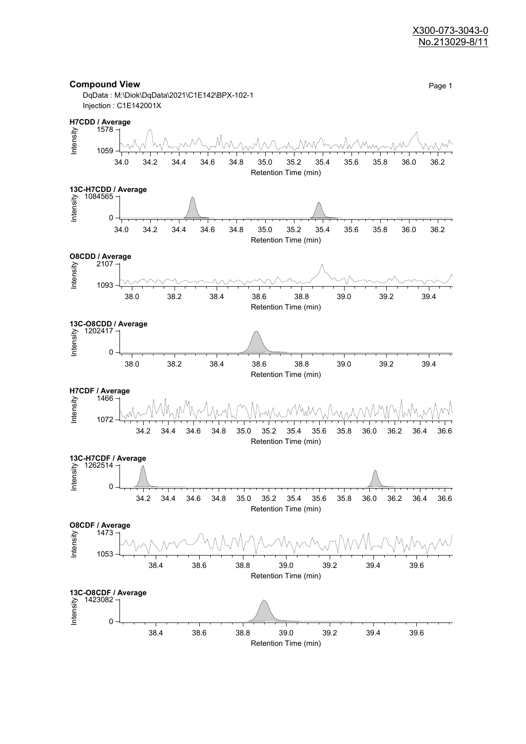## Compound View

DqData : M:\Diok\DqData\2021\C1E142\BPX-102-1
Injection : C1E142001X

**H7CDD / Average**

Intensity: 1059 – 1578
Retention Time (min): 34.0, 34.2, 34.4, 34.6, 34.8, 35.0, 35.2, 35.4, 35.6, 35.8, 36.0, 36.2

**13C-H7CDD / Average**

Intensity: 0 – 1084565
Retention Time (min): 34.0, 34.2, 34.4, 34.6, 34.8, 35.0, 35.2, 35.4, 35.6, 35.8, 36.0, 36.2

**O8CDD / Average**

Intensity: 1093 – 2107
Retention Time (min): 38.0, 38.2, 38.4, 38.6, 38.8, 39.0, 39.2, 39.4

**13C-O8CDD / Average**

Intensity: 0 – 1202417
Retention Time (min): 38.0, 38.2, 38.4, 38.6, 38.8, 39.0, 39.2, 39.4

**H7CDF / Average**

Intensity: 1072 – 1466
Retention Time (min): 34.2, 34.4, 34.6, 34.8, 35.0, 35.2, 35.4, 35.6, 35.8, 36.0, 36.2, 36.4, 36.6

**13C-H7CDF / Average**

Intensity: 0 – 1262514
Retention Time (min): 34.2, 34.4, 34.6, 34.8, 35.0, 35.2, 35.4, 35.6, 35.8, 36.0, 36.2, 36.4, 36.6

**O8CDF / Average**

Intensity: 1053 – 1473
Retention Time (min): 38.4, 38.6, 38.8, 39.0, 39.2, 39.4, 39.6

**13C-O8CDF / Average**

Intensity: 0 – 1423082
Retention Time (min): 38.4, 38.6, 38.8, 39.0, 39.2, 39.4, 39.6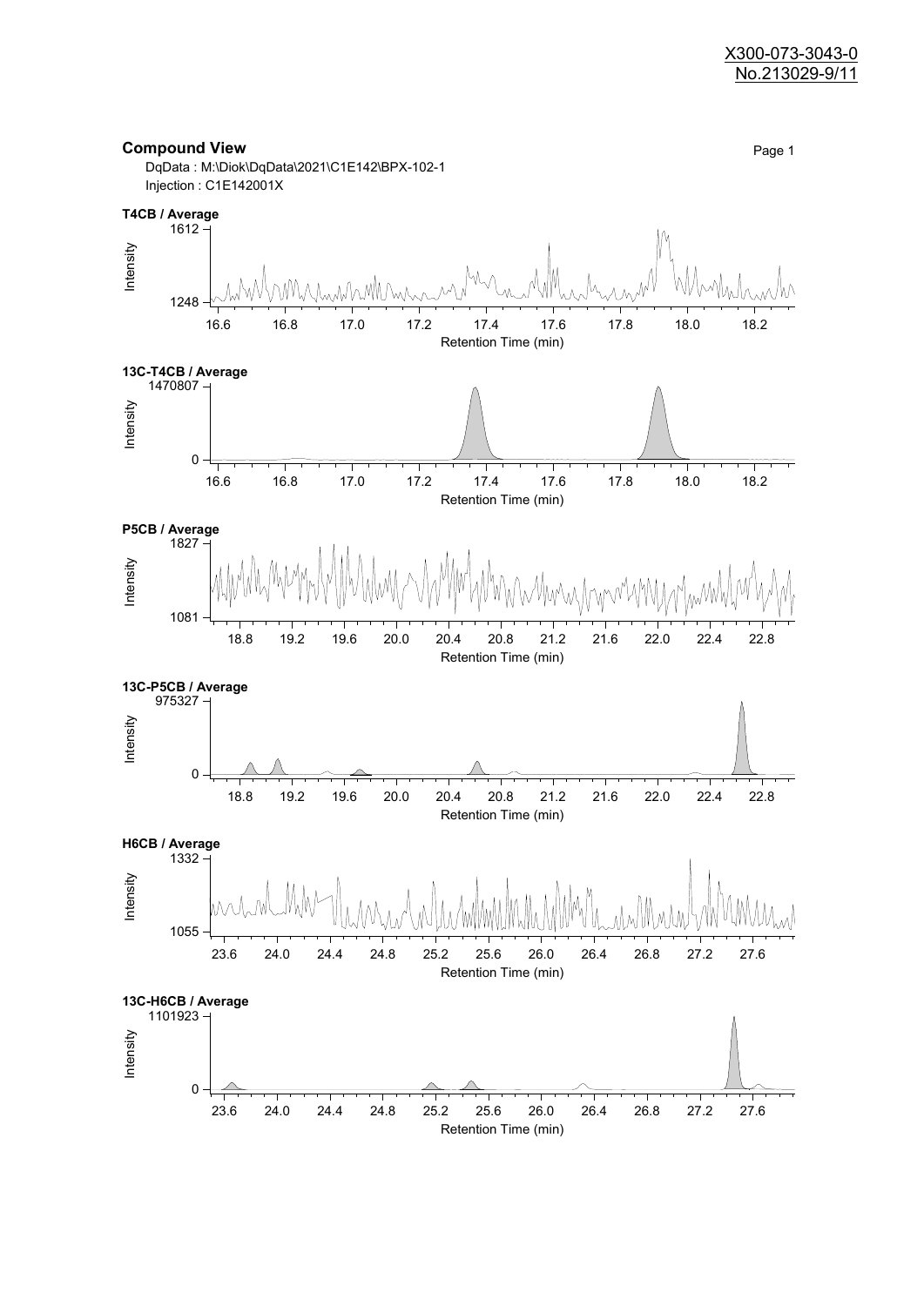X300-073-3043-0
No.213029-9/11

## Compound View

DqData : M:\Diok\DqData\2021\C1E142\BPX-102-1
Injection : C1E142001X

**T4CB / Average**

Intensity: 1248 – 1612
Retention Time (min): 16.6, 16.8, 17.0, 17.2, 17.4, 17.6, 17.8, 18.0, 18.2

**13C-T4CB / Average**

Intensity: 0 – 1470807
Retention Time (min): 16.6, 16.8, 17.0, 17.2, 17.4, 17.6, 17.8, 18.0, 18.2

**P5CB / Average**

Intensity: 1081 – 1827
Retention Time (min): 18.8, 19.2, 19.6, 20.0, 20.4, 20.8, 21.2, 21.6, 22.0, 22.4, 22.8

**13C-P5CB / Average**

Intensity: 0 – 975327
Retention Time (min): 18.8, 19.2, 19.6, 20.0, 20.4, 20.8, 21.2, 21.6, 22.0, 22.4, 22.8

**H6CB / Average**

Intensity: 1055 – 1332
Retention Time (min): 23.6, 24.0, 24.4, 24.8, 25.2, 25.6, 26.0, 26.4, 26.8, 27.2, 27.6

**13C-H6CB / Average**

Intensity: 0 – 1101923
Retention Time (min): 23.6, 24.0, 24.4, 24.8, 25.2, 25.6, 26.0, 26.4, 26.8, 27.2, 27.6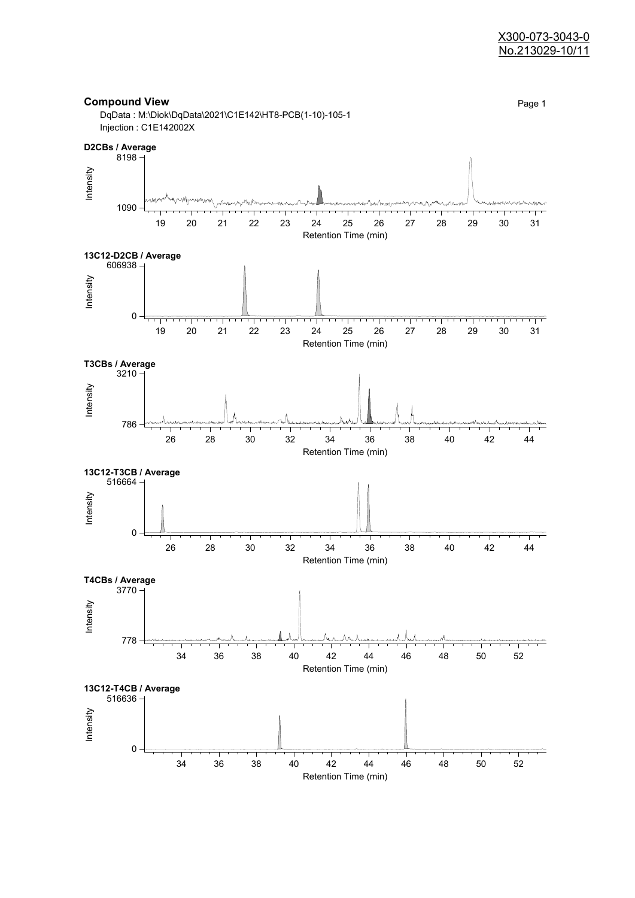X300-073-3043-0
No.213029-10/11

## Compound View

DqData : M:\Diok\DqData\2021\C1E142\HT8-PCB(1-10)-105-1
Injection : C1E142002X

**D2CBs / Average**

Intensity: 1090 – 8198
Retention Time (min): 19 – 31

**13C12-D2CB / Average**

Intensity: 0 – 606938
Retention Time (min): 19 – 31

**T3CBs / Average**

Intensity: 786 – 3210
Retention Time (min): 26 – 44

**13C12-T3CB / Average**

Intensity: 0 – 516664
Retention Time (min): 26 – 44

**T4CBs / Average**

Intensity: 778 – 3770
Retention Time (min): 34 – 52

**13C12-T4CB / Average**

Intensity: 0 – 516636
Retention Time (min): 34 – 52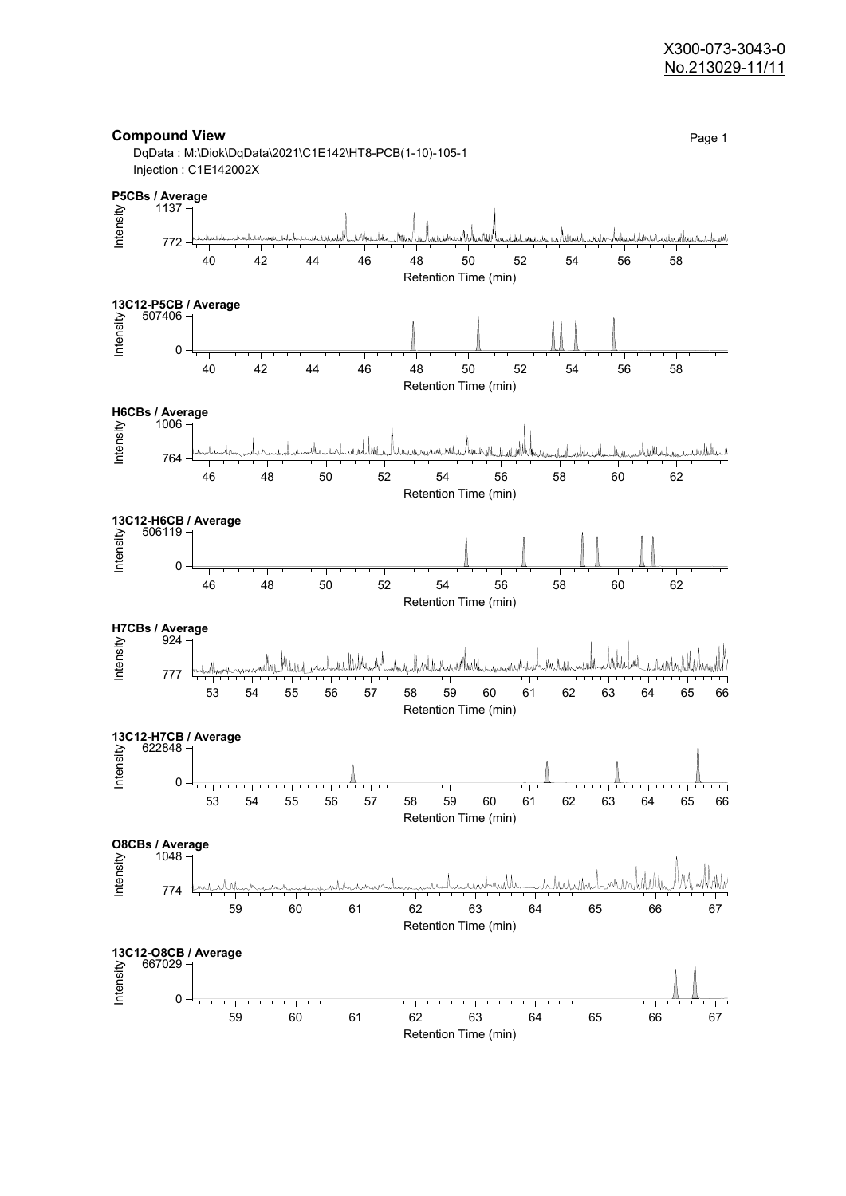X300-073-3043-0
No.213029-11/11

## Compound View

Page 1

DqData : M:\Diok\DqData\2021\C1E142\HT8-PCB(1-10)-105-1
Injection : C1E142002X

**P5CBs / Average**

Intensity
1137
772
40 42 44 46 48 50 52 54 56 58
Retention Time (min)

**13C12-P5CB / Average**

Intensity
507406
0
40 42 44 46 48 50 52 54 56 58
Retention Time (min)

**H6CBs / Average**

Intensity
1006
764
46 48 50 52 54 56 58 60 62
Retention Time (min)

**13C12-H6CB / Average**

Intensity
506119
0
46 48 50 52 54 56 58 60 62
Retention Time (min)

**H7CBs / Average**

Intensity
924
777
53 54 55 56 57 58 59 60 61 62 63 64 65 66
Retention Time (min)

**13C12-H7CB / Average**

Intensity
622848
0
53 54 55 56 57 58 59 60 61 62 63 64 65 66
Retention Time (min)

**O8CBs / Average**

Intensity
1048
774
59 60 61 62 63 64 65 66 67
Retention Time (min)

**13C12-O8CB / Average**

Intensity
667029
0
59 60 61 62 63 64 65 66 67
Retention Time (min)